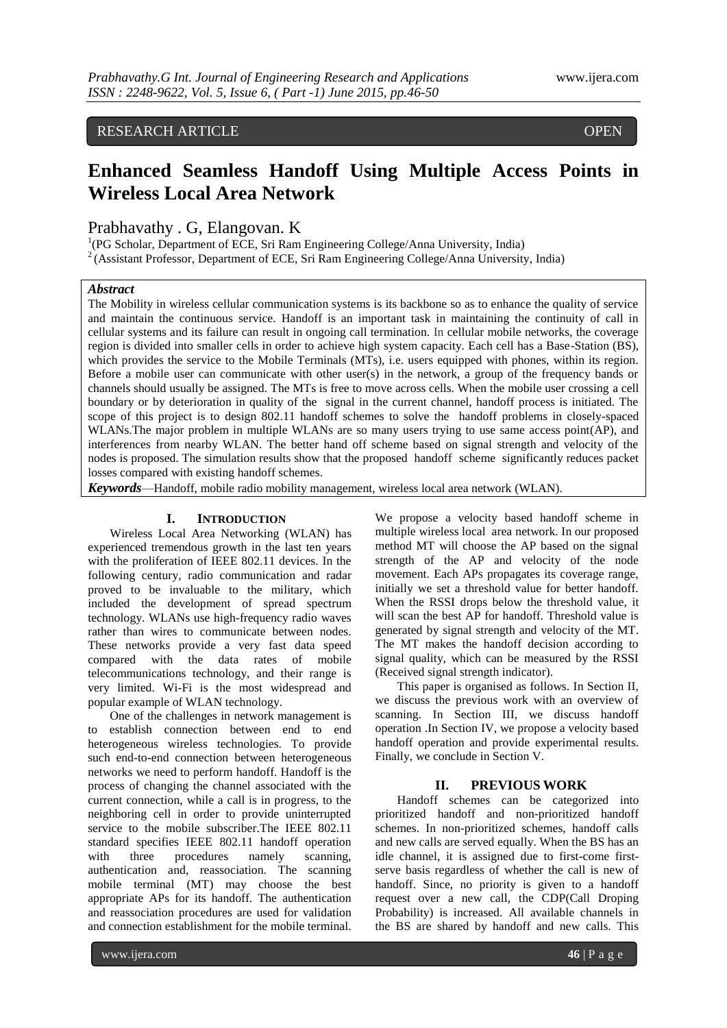RESEARCH ARTICLE OPEN

# Enhanced Seamless Handoff Using Multiple Access Points in Wireless Local Area Network

Prabhavathy . G, Elangovan. K

[1](PG Scholar, Department of ECE, Sri Ram Engineering College/Anna University, India)
[2](Assistant Professor, Department of ECE, Sri Ram Engineering College/Anna University, India)

### *Abstract*

The Mobility in wireless cellular communication systems is its backbone so as to enhance the quality of service and maintain the continuous service. Handoff is an important task in maintaining the continuity of call in cellular systems and its failure can result in ongoing call termination. In cellular mobile networks, the coverage region is divided into smaller cells in order to achieve high system capacity. Each cell has a Base-Station (BS), which provides the service to the Mobile Terminals (MTs), i.e. users equipped with phones, within its region. Before a mobile user can communicate with other user(s) in the network, a group of the frequency bands or channels should usually be assigned. The MTs is free to move across cells. When the mobile user crossing a cell boundary or by deterioration in quality of the signal in the current channel, handoff process is initiated. The scope of this project is to design 802.11 handoff schemes to solve the handoff problems in closely-spaced WLANs.The major problem in multiple WLANs are so many users trying to use same access point(AP), and interferences from nearby WLAN. The better hand off scheme based on signal strength and velocity of the nodes is proposed. The simulation results show that the proposed handoff scheme significantly reduces packet losses compared with existing handoff schemes.

***Keywords***—Handoff, mobile radio mobility management, wireless local area network (WLAN).

## I. INTRODUCTION

Wireless Local Area Networking (WLAN) has experienced tremendous growth in the last ten years with the proliferation of IEEE 802.11 devices. In the following century, radio communication and radar proved to be invaluable to the military, which included the development of spread spectrum technology. WLANs use high-frequency radio waves rather than wires to communicate between nodes. These networks provide a very fast data speed compared with the data rates of mobile telecommunications technology, and their range is very limited. Wi-Fi is the most widespread and popular example of WLAN technology.

One of the challenges in network management is to establish connection between end to end heterogeneous wireless technologies. To provide such end-to-end connection between heterogeneous networks we need to perform handoff. Handoff is the process of changing the channel associated with the current connection, while a call is in progress, to the neighboring cell in order to provide uninterrupted service to the mobile subscriber.The IEEE 802.11 standard specifies IEEE 802.11 handoff operation with three procedures namely scanning, authentication and, reassociation. The scanning mobile terminal (MT) may choose the best appropriate APs for its handoff. The authentication and reassociation procedures are used for validation and connection establishment for the mobile terminal.

We propose a velocity based handoff scheme in multiple wireless local area network. In our proposed method MT will choose the AP based on the signal strength of the AP and velocity of the node movement. Each APs propagates its coverage range, initially we set a threshold value for better handoff. When the RSSI drops below the threshold value, it will scan the best AP for handoff. Threshold value is generated by signal strength and velocity of the MT. The MT makes the handoff decision according to signal quality, which can be measured by the RSSI (Received signal strength indicator).

This paper is organised as follows. In Section II, we discuss the previous work with an overview of scanning. In Section III, we discuss handoff operation .In Section IV, we propose a velocity based handoff operation and provide experimental results. Finally, we conclude in Section V.

## II. PREVIOUS WORK

Handoff schemes can be categorized into prioritized handoff and non-prioritized handoff schemes. In non-prioritized schemes, handoff calls and new calls are served equally. When the BS has an idle channel, it is assigned due to first-come first-serve basis regardless of whether the call is new of handoff. Since, no priority is given to a handoff request over a new call, the CDP(Call Droping Probability) is increased. All available channels in the BS are shared by handoff and new calls. This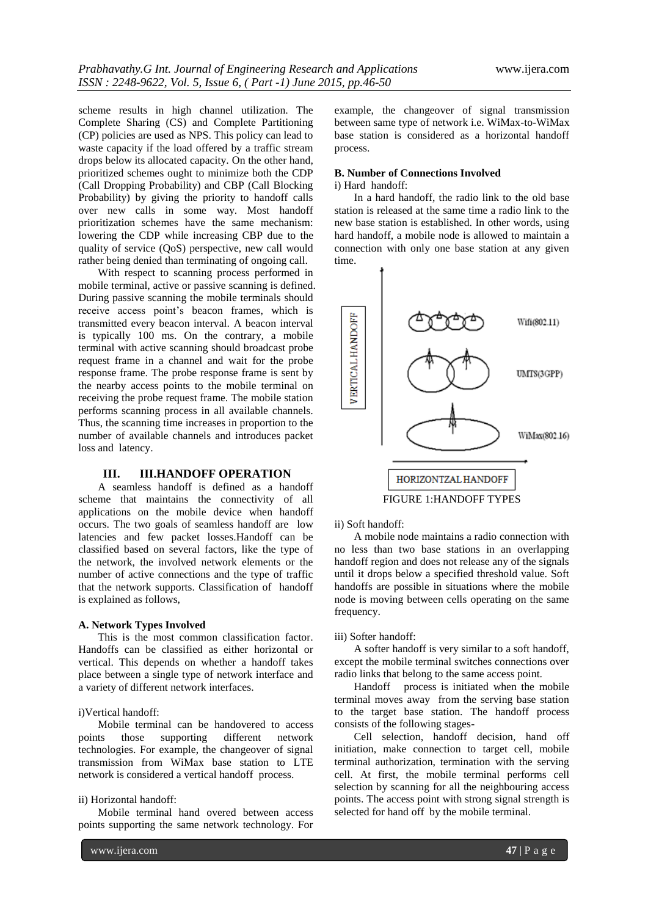scheme results in high channel utilization. The Complete Sharing (CS) and Complete Partitioning (CP) policies are used as NPS. This policy can lead to waste capacity if the load offered by a traffic stream drops below its allocated capacity. On the other hand, prioritized schemes ought to minimize both the CDP (Call Dropping Probability) and CBP (Call Blocking Probability) by giving the priority to handoff calls over new calls in some way. Most handoff prioritization schemes have the same mechanism: lowering the CDP while increasing CBP due to the quality of service (QoS) perspective, new call would rather being denied than terminating of ongoing call.

With respect to scanning process performed in mobile terminal, active or passive scanning is defined. During passive scanning the mobile terminals should receive access point's beacon frames, which is transmitted every beacon interval. A beacon interval is typically 100 ms. On the contrary, a mobile terminal with active scanning should broadcast probe request frame in a channel and wait for the probe response frame. The probe response frame is sent by the nearby access points to the mobile terminal on receiving the probe request frame. The mobile station performs scanning process in all available channels. Thus, the scanning time increases in proportion to the number of available channels and introduces packet loss and latency.

## III. III.HANDOFF OPERATION

A seamless handoff is defined as a handoff scheme that maintains the connectivity of all applications on the mobile device when handoff occurs. The two goals of seamless handoff are low latencies and few packet losses.Handoff can be classified based on several factors, like the type of the network, the involved network elements or the number of active connections and the type of traffic that the network supports. Classification of handoff is explained as follows,

### A. Network Types Involved

This is the most common classification factor. Handoffs can be classified as either horizontal or vertical. This depends on whether a handoff takes place between a single type of network interface and a variety of different network interfaces.

i)Vertical handoff:

Mobile terminal can be handovered to access points those supporting different network technologies. For example, the changeover of signal transmission from WiMax base station to LTE network is considered a vertical handoff process.

ii) Horizontal handoff:

Mobile terminal hand overed between access points supporting the same network technology. For example, the changeover of signal transmission between same type of network i.e. WiMax-to-WiMax base station is considered as a horizontal handoff process.

### B. Number of Connections Involved

i) Hard handoff:

In a hard handoff, the radio link to the old base station is released at the same time a radio link to the new base station is established. In other words, using hard handoff, a mobile node is allowed to maintain a connection with only one base station at any given time.

VERTICAL HANDOFF

Wifi(802.11)

UMTS(3GPP)

WiMax(802.16)

HORIZONTZAL HANDOFF

FIGURE 1:HANDOFF TYPES

ii) Soft handoff:

A mobile node maintains a radio connection with no less than two base stations in an overlapping handoff region and does not release any of the signals until it drops below a specified threshold value. Soft handoffs are possible in situations where the mobile node is moving between cells operating on the same frequency.

iii) Softer handoff:

A softer handoff is very similar to a soft handoff, except the mobile terminal switches connections over radio links that belong to the same access point.

Handoff process is initiated when the mobile terminal moves away from the serving base station to the target base station. The handoff process consists of the following stages-

Cell selection, handoff decision, hand off initiation, make connection to target cell, mobile terminal authorization, termination with the serving cell. At first, the mobile terminal performs cell selection by scanning for all the neighbouring access points. The access point with strong signal strength is selected for hand off by the mobile terminal.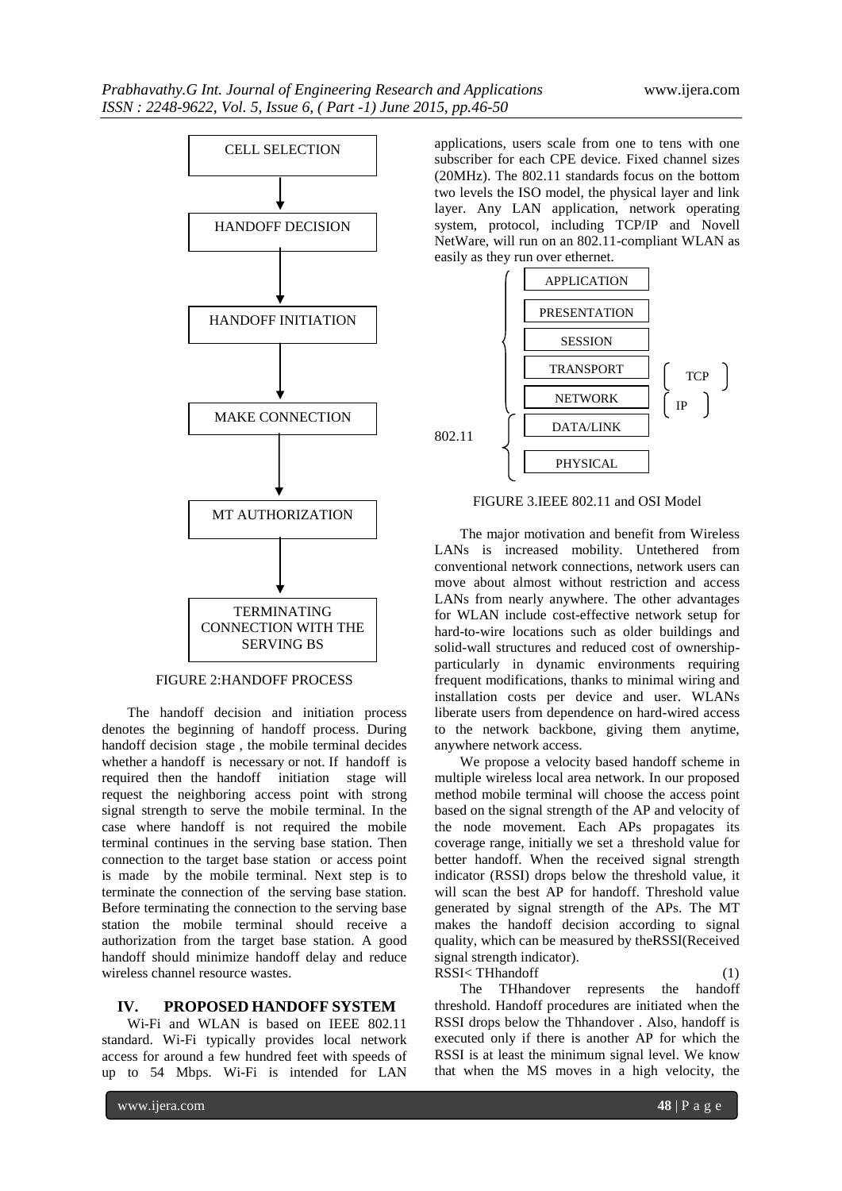CELL SELECTION

↓

HANDOFF DECISION

↓

HANDOFF INITIATION

↓

MAKE CONNECTION

↓

MT AUTHORIZATION

↓

TERMINATING CONNECTION WITH THE SERVING BS

FIGURE 2:HANDOFF PROCESS

The handoff decision and initiation process denotes the beginning of handoff process. During handoff decision stage , the mobile terminal decides whether a handoff is necessary or not. If handoff is required then the handoff initiation stage will request the neighboring access point with strong signal strength to serve the mobile terminal. In the case where handoff is not required the mobile terminal continues in the serving base station. Then connection to the target base station or access point is made by the mobile terminal. Next step is to terminate the connection of the serving base station. Before terminating the connection to the serving base station the mobile terminal should receive a authorization from the target base station. A good handoff should minimize handoff delay and reduce wireless channel resource wastes.

## IV. PROPOSED HANDOFF SYSTEM

Wi-Fi and WLAN is based on IEEE 802.11 standard. Wi-Fi typically provides local network access for around a few hundred feet with speeds of up to 54 Mbps. Wi-Fi is intended for LAN applications, users scale from one to tens with one subscriber for each CPE device. Fixed channel sizes (20MHz). The 802.11 standards focus on the bottom two levels the ISO model, the physical layer and link layer. Any LAN application, network operating system, protocol, including TCP/IP and Novell NetWare, will run on an 802.11-compliant WLAN as easily as they run over ethernet.

| | OSI Layer | |
|---|---|---|
| | APPLICATION | |
| | PRESENTATION | |
| | SESSION | |
| | TRANSPORT | TCP |
| | NETWORK | IP |
| 802.11 | DATA/LINK | |
| 802.11 | PHYSICAL | |

FIGURE 3.IEEE 802.11 and OSI Model

The major motivation and benefit from Wireless LANs is increased mobility. Untethered from conventional network connections, network users can move about almost without restriction and access LANs from nearly anywhere. The other advantages for WLAN include cost-effective network setup for hard-to-wire locations such as older buildings and solid-wall structures and reduced cost of ownership-particularly in dynamic environments requiring frequent modifications, thanks to minimal wiring and installation costs per device and user. WLANs liberate users from dependence on hard-wired access to the network backbone, giving them anytime, anywhere network access.

We propose a velocity based handoff scheme in multiple wireless local area network. In our proposed method mobile terminal will choose the access point based on the signal strength of the AP and velocity of the node movement. Each APs propagates its coverage range, initially we set a threshold value for better handoff. When the received signal strength indicator (RSSI) drops below the threshold value, it will scan the best AP for handoff. Threshold value generated by signal strength of the APs. The MT makes the handoff decision according to signal quality, which can be measured by theRSSI(Received signal strength indicator).

$$RSSI < TH_{handoff} \quad (1)$$

The THhandover represents the handoff threshold. Handoff procedures are initiated when the RSSI drops below the Thhandover . Also, handoff is executed only if there is another AP for which the RSSI is at least the minimum signal level. We know that when the MS moves in a high velocity, the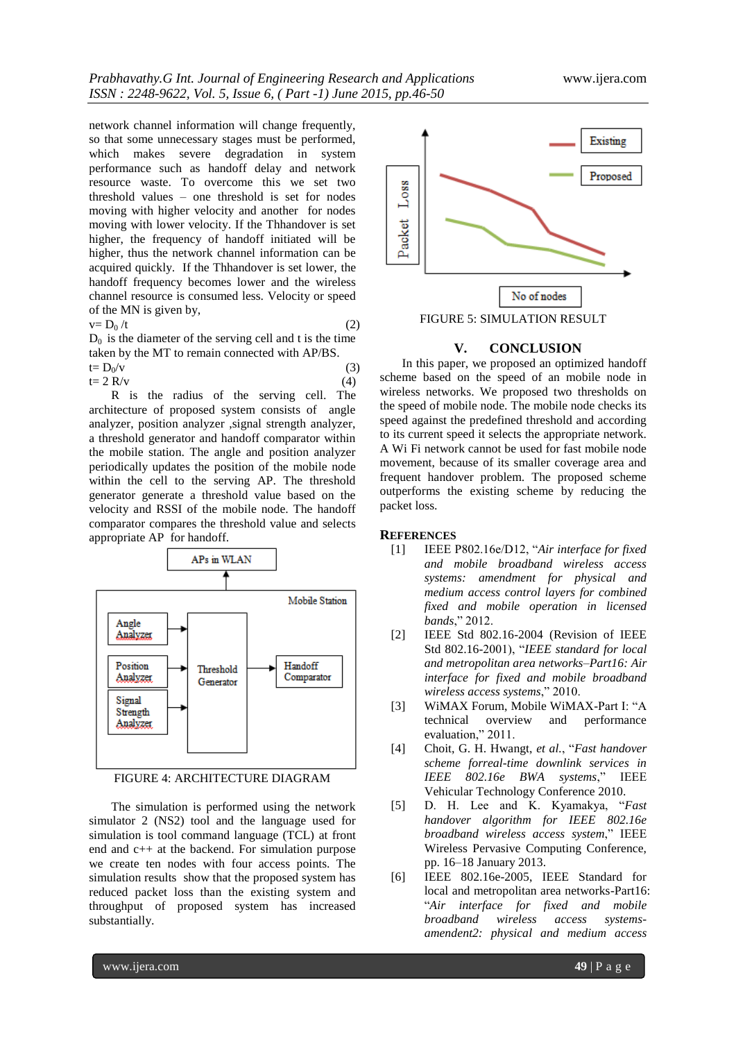network channel information will change frequently, so that some unnecessary stages must be performed, which makes severe degradation in system performance such as handoff delay and network resource waste. To overcome this we set two threshold values – one threshold is set for nodes moving with higher velocity and another for nodes moving with lower velocity. If the Thhandover is set higher, the frequency of handoff initiated will be higher, thus the network channel information can be acquired quickly. If the Thhandover is set lower, the handoff frequency becomes lower and the wireless channel resource is consumed less. Velocity or speed of the MN is given by,

$$v = D_0 / t \tag{2}$$

$D_0$ is the diameter of the serving cell and t is the time taken by the MT to remain connected with AP/BS.

$$t = D_0/v \tag{3}$$

$$t = 2\,R/v \tag{4}$$

R is the radius of the serving cell. The architecture of proposed system consists of angle analyzer, position analyzer ,signal strength analyzer, a threshold generator and handoff comparator within the mobile station. The angle and position analyzer periodically updates the position of the mobile node within the cell to the serving AP. The threshold generator generate a threshold value based on the velocity and RSSI of the mobile node. The handoff comparator compares the threshold value and selects appropriate AP for handoff.

FIGURE 4: ARCHITECTURE DIAGRAM

The simulation is performed using the network simulator 2 (NS2) tool and the language used for simulation is tool command language (TCL) at front end and c++ at the backend. For simulation purpose we create ten nodes with four access points. The simulation results show that the proposed system has reduced packet loss than the existing system and throughput of proposed system has increased substantially.

FIGURE 5: SIMULATION RESULT

## V. CONCLUSION

In this paper, we proposed an optimized handoff scheme based on the speed of an mobile node in wireless networks. We proposed two thresholds using the speed of mobile node. The mobile node checks its speed against the predefined threshold and according to its current speed it selects the appropriate network. A Wi Fi network cannot be used for fast mobile node movement, because of its smaller coverage area and frequent handover problem. The proposed scheme outperforms the existing scheme by reducing the packet loss.

## REFERENCES

[1] IEEE P802.16e/D12, "*Air interface for fixed and mobile broadband wireless access systems: amendment for physical and medium access control layers for combined fixed and mobile operation in licensed bands*," 2012.

[2] IEEE Std 802.16-2004 (Revision of IEEE Std 802.16-2001), "*IEEE standard for local and metropolitan area networks–Part16: Air interface for fixed and mobile broadband wireless access systems*," 2010.

[3] WiMAX Forum, Mobile WiMAX-Part I: "A technical overview and performance evaluation," 2011.

[4] Choit, G. H. Hwangt, *et al.*, "*Fast handover scheme forreal-time downlink services in IEEE 802.16e BWA systems*," IEEE Vehicular Technology Conference 2010.

[5] D. H. Lee and K. Kyamakya, "*Fast handover algorithm for IEEE 802.16e broadband wireless access system*," IEEE Wireless Pervasive Computing Conference, pp. 16–18 January 2013.

[6] IEEE 802.16e-2005, IEEE Standard for local and metropolitan area networks-Part16: "*Air interface for fixed and mobile broadband wireless access systems-amendment2: physical and medium access*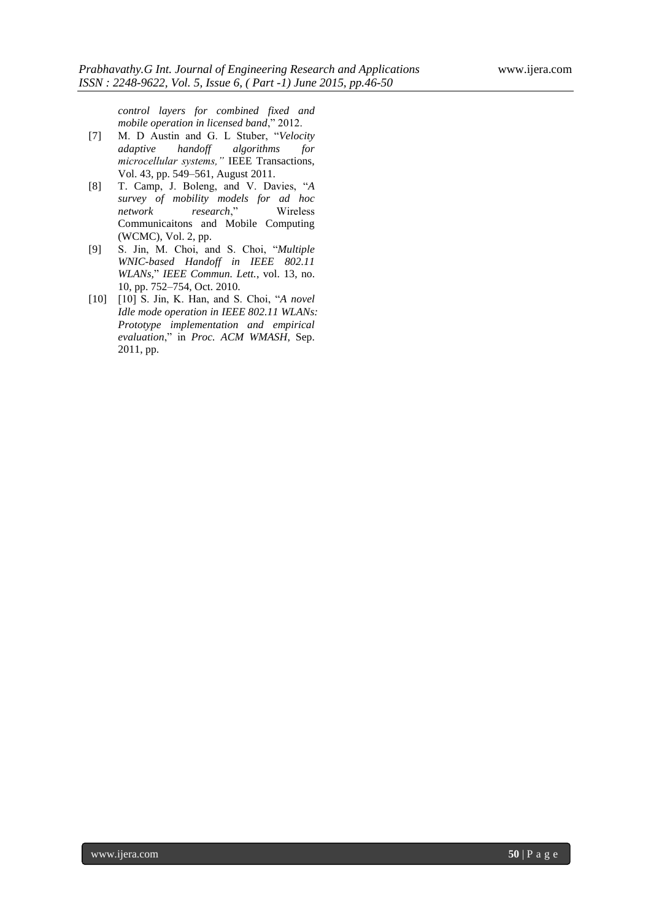*control layers for combined fixed and mobile operation in licensed band*," 2012.

[7] M. D Austin and G. L Stuber, "*Velocity adaptive handoff algorithms for microcellular systems,"* IEEE Transactions, Vol. 43, pp. 549–561, August 2011.

[8] T. Camp, J. Boleng, and V. Davies, "*A survey of mobility models for ad hoc network research*," Wireless Communicaitons and Mobile Computing (WCMC), Vol. 2, pp.

[9] S. Jin, M. Choi, and S. Choi, "*Multiple WNIC-based Handoff in IEEE 802.11 WLANs,*" *IEEE Commun. Lett.*, vol. 13, no. 10, pp. 752–754, Oct. 2010.

[10] [10] S. Jin, K. Han, and S. Choi, "*A novel Idle mode operation in IEEE 802.11 WLANs: Prototype implementation and empirical evaluation*," in *Proc. ACM WMASH*, Sep. 2011, pp.